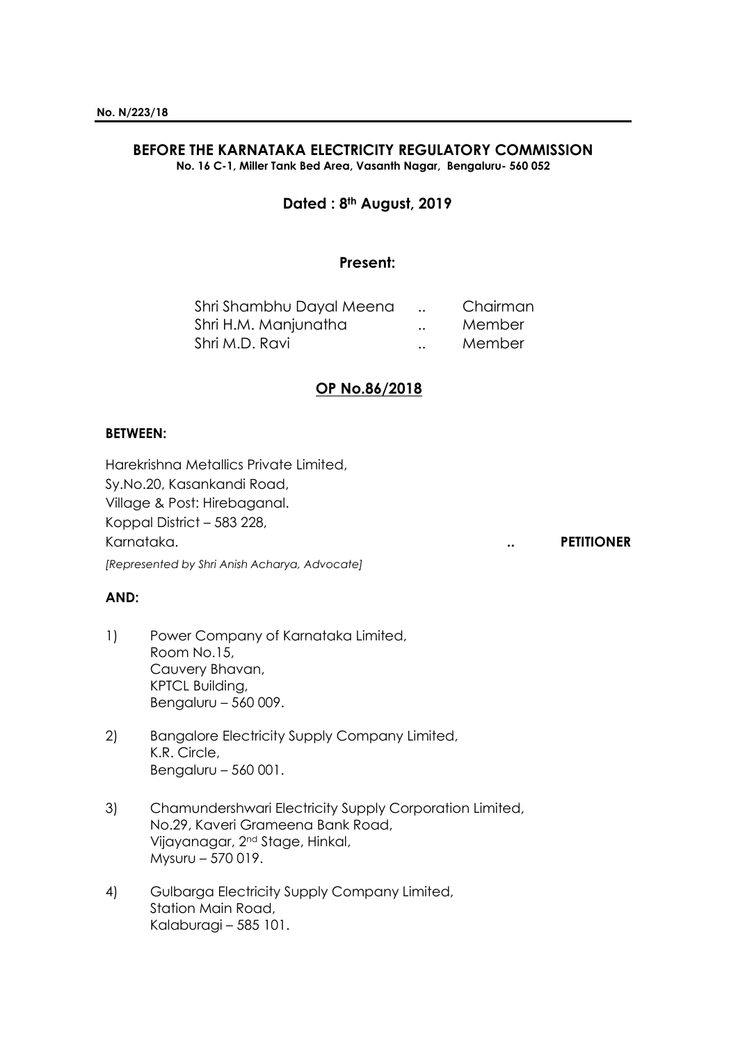**No. N/223/18**

## BEFORE THE KARNATAKA ELECTRICITY REGULATORY COMMISSION

**No. 16 C-1, Miller Tank Bed Area, Vasanth Nagar, Bengaluru- 560 052**

**Dated : 8th August, 2019**

**Present:**

Shri Shambhu Dayal Meena .. Chairman
Shri H.M. Manjunatha .. Member
Shri M.D. Ravi .. Member

**OP No.86/2018**

**BETWEEN:**

Harekrishna Metallics Private Limited,
Sy.No.20, Kasankandi Road,
Village & Post: Hirebaganal.
Koppal District – 583 228,
Karnataka. .. **PETITIONER**

*[Represented by Shri Anish Acharya, Advocate]*

**AND:**

1) Power Company of Karnataka Limited,
Room No.15,
Cauvery Bhavan,
KPTCL Building,
Bengaluru – 560 009.

2) Bangalore Electricity Supply Company Limited,
K.R. Circle,
Bengaluru – 560 001.

3) Chamundershwari Electricity Supply Corporation Limited,
No.29, Kaveri Grameena Bank Road,
Vijayanagar, 2nd Stage, Hinkal,
Mysuru – 570 019.

4) Gulbarga Electricity Supply Company Limited,
Station Main Road,
Kalaburagi – 585 101.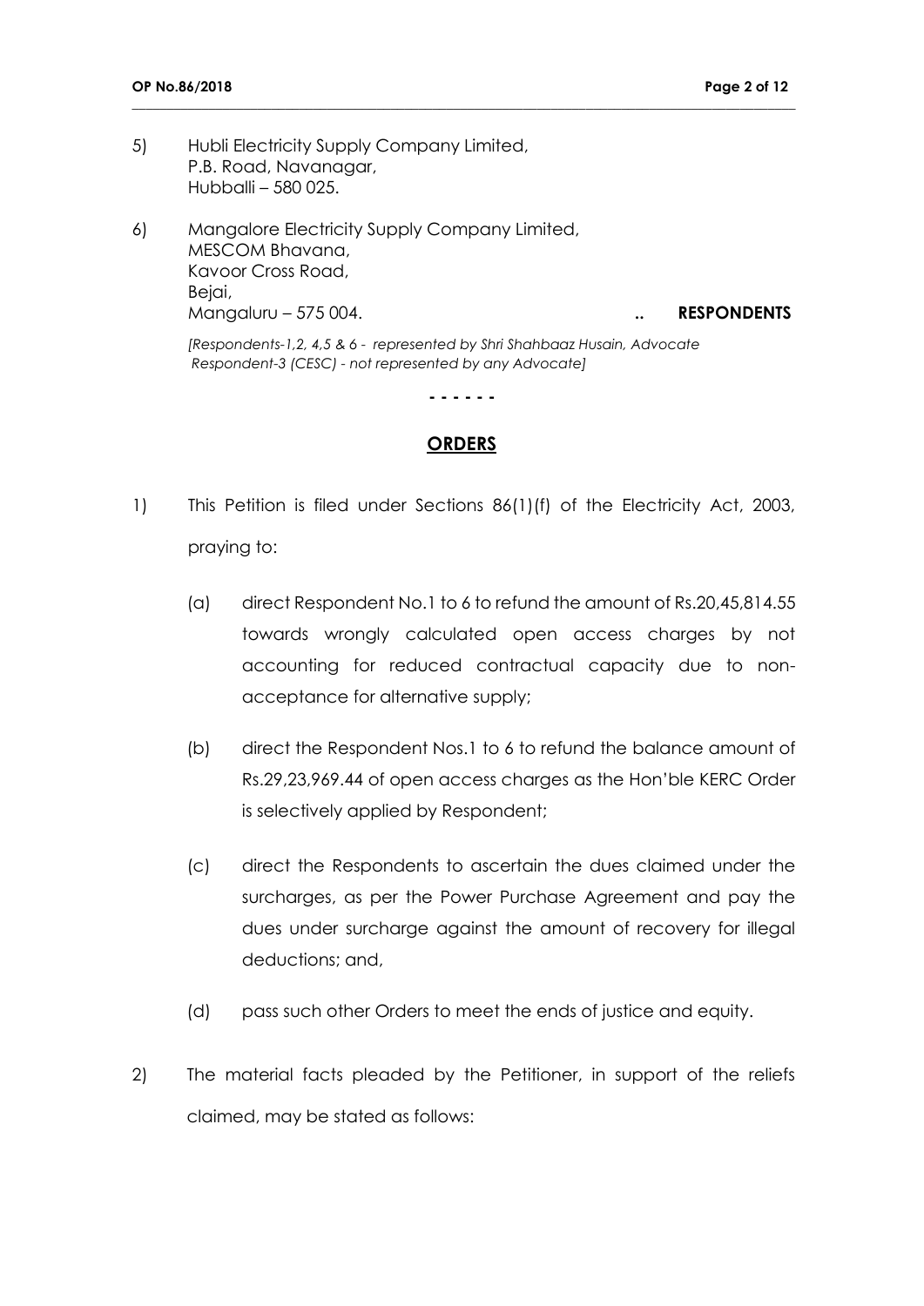5) Hubli Electricity Supply Company Limited,
P.B. Road, Navanagar,
Hubballi – 580 025.

6) Mangalore Electricity Supply Company Limited,
MESCOM Bhavana,
Kavoor Cross Road,
Bejai,
Mangaluru – 575 004. .. **RESPONDENTS**

*[Respondents-1,2, 4,5 & 6 - represented by Shri Shahbaaz Husain, Advocate
Respondent-3 (CESC) - not represented by any Advocate]*

\- - - - - -

## **ORDERS**

1) This Petition is filed under Sections 86(1)(f) of the Electricity Act, 2003, praying to:

   (a) direct Respondent No.1 to 6 to refund the amount of Rs.20,45,814.55 towards wrongly calculated open access charges by not accounting for reduced contractual capacity due to non-acceptance for alternative supply;

   (b) direct the Respondent Nos.1 to 6 to refund the balance amount of Rs.29,23,969.44 of open access charges as the Hon'ble KERC Order is selectively applied by Respondent;

   (c) direct the Respondents to ascertain the dues claimed under the surcharges, as per the Power Purchase Agreement and pay the dues under surcharge against the amount of recovery for illegal deductions; and,

   (d) pass such other Orders to meet the ends of justice and equity.

2) The material facts pleaded by the Petitioner, in support of the reliefs claimed, may be stated as follows: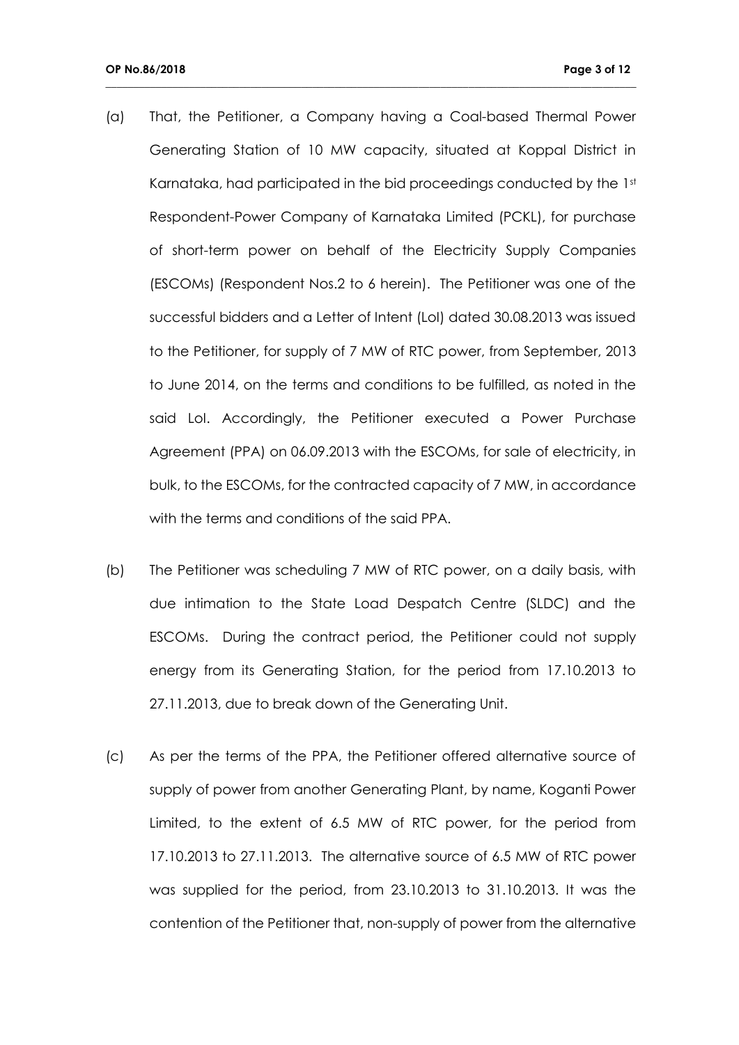(a) That, the Petitioner, a Company having a Coal-based Thermal Power Generating Station of 10 MW capacity, situated at Koppal District in Karnataka, had participated in the bid proceedings conducted by the 1st Respondent-Power Company of Karnataka Limited (PCKL), for purchase of short-term power on behalf of the Electricity Supply Companies (ESCOMs) (Respondent Nos.2 to 6 herein). The Petitioner was one of the successful bidders and a Letter of Intent (LoI) dated 30.08.2013 was issued to the Petitioner, for supply of 7 MW of RTC power, from September, 2013 to June 2014, on the terms and conditions to be fulfilled, as noted in the said LoI. Accordingly, the Petitioner executed a Power Purchase Agreement (PPA) on 06.09.2013 with the ESCOMs, for sale of electricity, in bulk, to the ESCOMs, for the contracted capacity of 7 MW, in accordance with the terms and conditions of the said PPA.

(b) The Petitioner was scheduling 7 MW of RTC power, on a daily basis, with due intimation to the State Load Despatch Centre (SLDC) and the ESCOMs. During the contract period, the Petitioner could not supply energy from its Generating Station, for the period from 17.10.2013 to 27.11.2013, due to break down of the Generating Unit.

(c) As per the terms of the PPA, the Petitioner offered alternative source of supply of power from another Generating Plant, by name, Koganti Power Limited, to the extent of 6.5 MW of RTC power, for the period from 17.10.2013 to 27.11.2013. The alternative source of 6.5 MW of RTC power was supplied for the period, from 23.10.2013 to 31.10.2013. It was the contention of the Petitioner that, non-supply of power from the alternative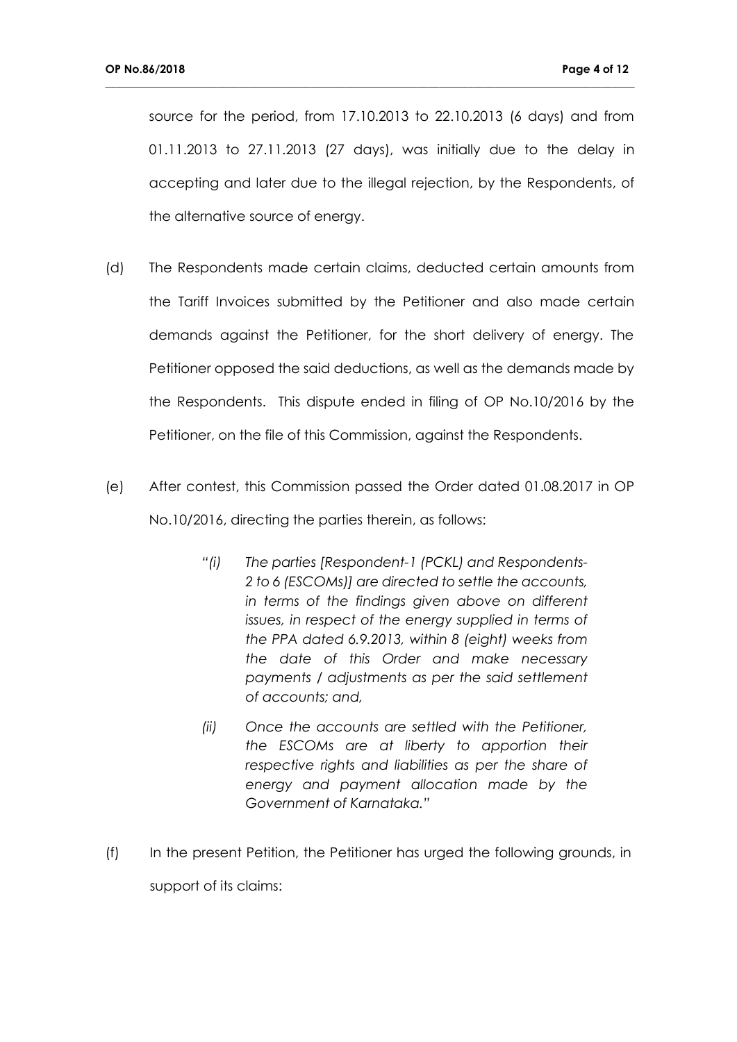source for the period, from 17.10.2013 to 22.10.2013 (6 days) and from 01.11.2013 to 27.11.2013 (27 days), was initially due to the delay in accepting and later due to the illegal rejection, by the Respondents, of the alternative source of energy.

(d) The Respondents made certain claims, deducted certain amounts from the Tariff Invoices submitted by the Petitioner and also made certain demands against the Petitioner, for the short delivery of energy. The Petitioner opposed the said deductions, as well as the demands made by the Respondents. This dispute ended in filing of OP No.10/2016 by the Petitioner, on the file of this Commission, against the Respondents.

(e) After contest, this Commission passed the Order dated 01.08.2017 in OP No.10/2016, directing the parties therein, as follows:

> "*(i) The parties [Respondent-1 (PCKL) and Respondents-2 to 6 (ESCOMs)] are directed to settle the accounts, in terms of the findings given above on different issues, in respect of the energy supplied in terms of the PPA dated 6.9.2013, within 8 (eight) weeks from the date of this Order and make necessary payments / adjustments as per the said settlement of accounts; and,*
>
> *(ii) Once the accounts are settled with the Petitioner, the ESCOMs are at liberty to apportion their respective rights and liabilities as per the share of energy and payment allocation made by the Government of Karnataka.*"

(f) In the present Petition, the Petitioner has urged the following grounds, in support of its claims: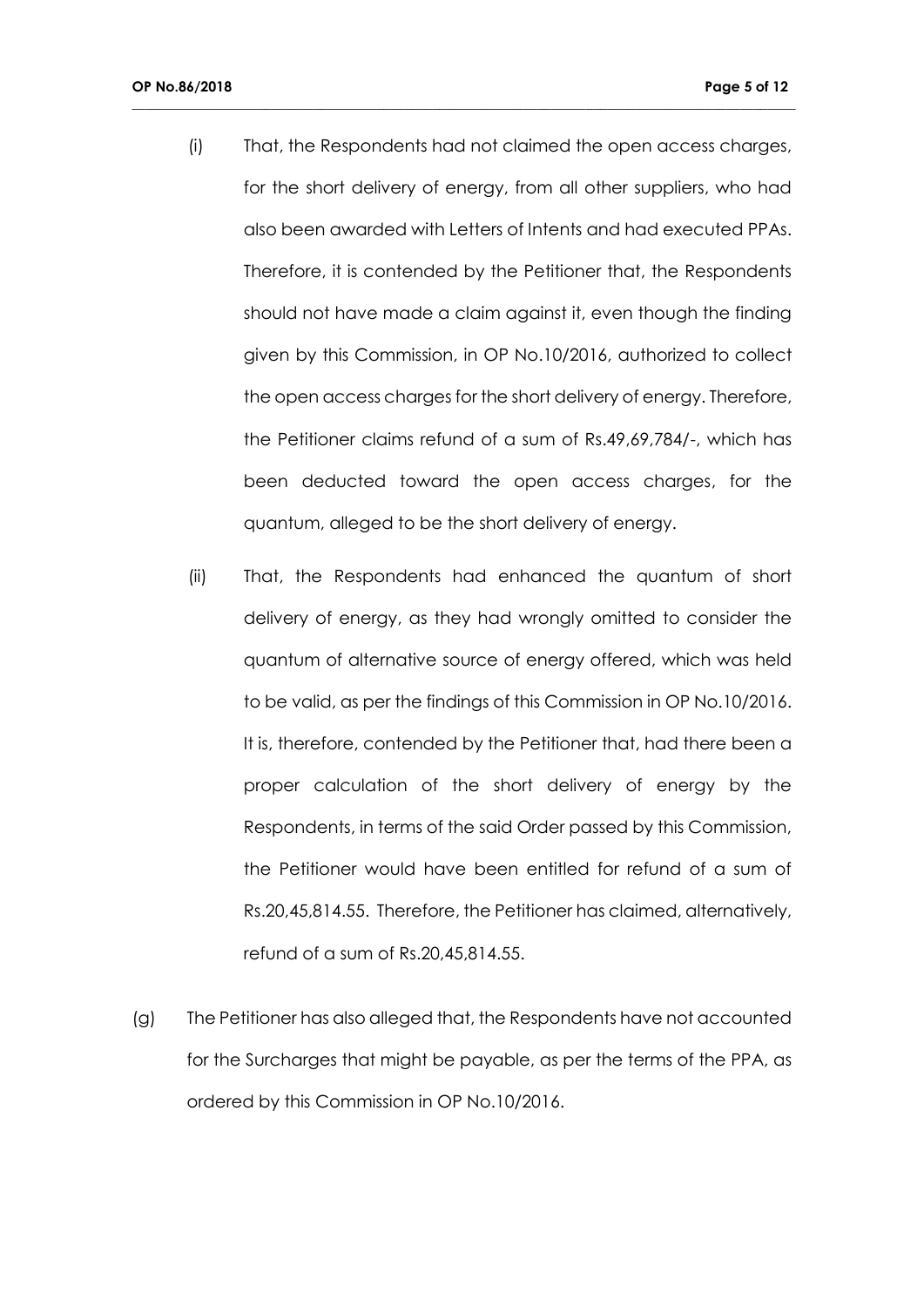(i) That, the Respondents had not claimed the open access charges, for the short delivery of energy, from all other suppliers, who had also been awarded with Letters of Intents and had executed PPAs. Therefore, it is contended by the Petitioner that, the Respondents should not have made a claim against it, even though the finding given by this Commission, in OP No.10/2016, authorized to collect the open access charges for the short delivery of energy. Therefore, the Petitioner claims refund of a sum of Rs.49,69,784/-, which has been deducted toward the open access charges, for the quantum, alleged to be the short delivery of energy.

(ii) That, the Respondents had enhanced the quantum of short delivery of energy, as they had wrongly omitted to consider the quantum of alternative source of energy offered, which was held to be valid, as per the findings of this Commission in OP No.10/2016. It is, therefore, contended by the Petitioner that, had there been a proper calculation of the short delivery of energy by the Respondents, in terms of the said Order passed by this Commission, the Petitioner would have been entitled for refund of a sum of Rs.20,45,814.55. Therefore, the Petitioner has claimed, alternatively, refund of a sum of Rs.20,45,814.55.

(g) The Petitioner has also alleged that, the Respondents have not accounted for the Surcharges that might be payable, as per the terms of the PPA, as ordered by this Commission in OP No.10/2016.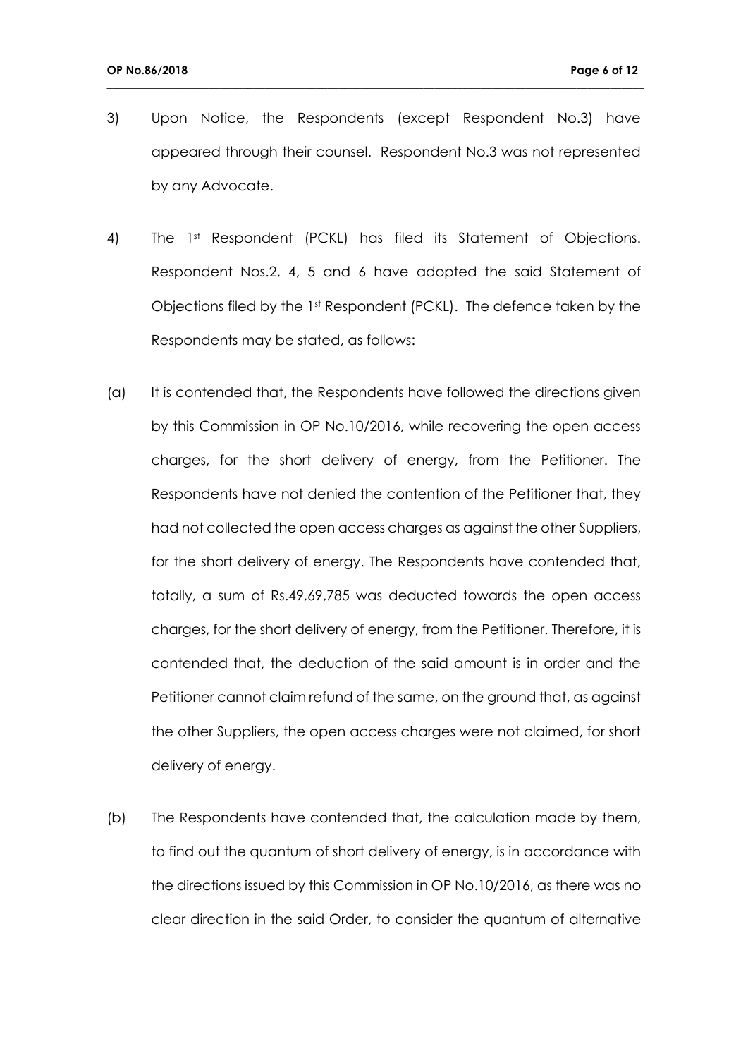3) Upon Notice, the Respondents (except Respondent No.3) have appeared through their counsel. Respondent No.3 was not represented by any Advocate.

4) The 1st Respondent (PCKL) has filed its Statement of Objections. Respondent Nos.2, 4, 5 and 6 have adopted the said Statement of Objections filed by the 1st Respondent (PCKL). The defence taken by the Respondents may be stated, as follows:

(a) It is contended that, the Respondents have followed the directions given by this Commission in OP No.10/2016, while recovering the open access charges, for the short delivery of energy, from the Petitioner. The Respondents have not denied the contention of the Petitioner that, they had not collected the open access charges as against the other Suppliers, for the short delivery of energy. The Respondents have contended that, totally, a sum of Rs.49,69,785 was deducted towards the open access charges, for the short delivery of energy, from the Petitioner. Therefore, it is contended that, the deduction of the said amount is in order and the Petitioner cannot claim refund of the same, on the ground that, as against the other Suppliers, the open access charges were not claimed, for short delivery of energy.

(b) The Respondents have contended that, the calculation made by them, to find out the quantum of short delivery of energy, is in accordance with the directions issued by this Commission in OP No.10/2016, as there was no clear direction in the said Order, to consider the quantum of alternative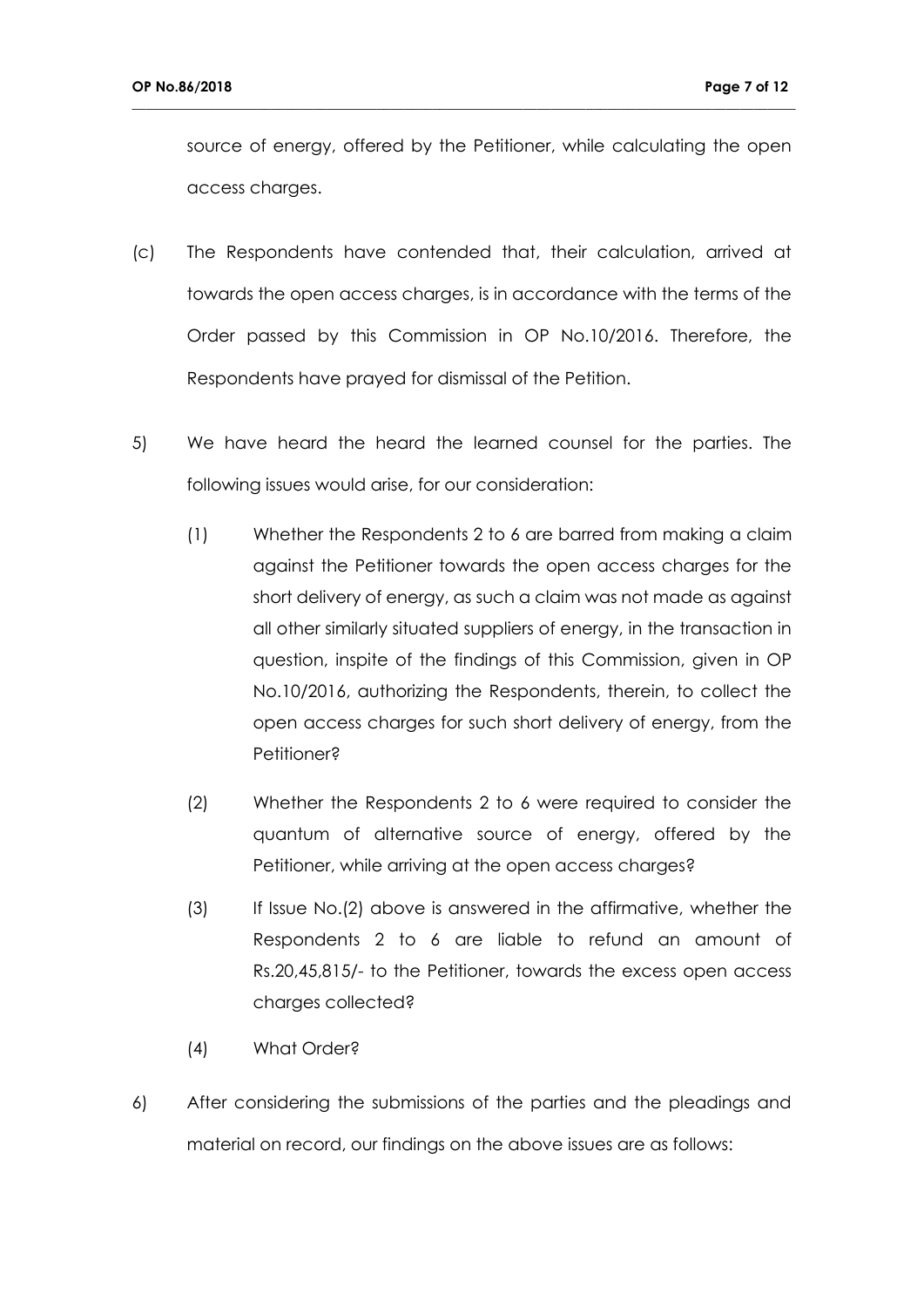source of energy, offered by the Petitioner, while calculating the open access charges.

(c) The Respondents have contended that, their calculation, arrived at towards the open access charges, is in accordance with the terms of the Order passed by this Commission in OP No.10/2016. Therefore, the Respondents have prayed for dismissal of the Petition.

5) We have heard the heard the learned counsel for the parties. The following issues would arise, for our consideration:

    (1) Whether the Respondents 2 to 6 are barred from making a claim against the Petitioner towards the open access charges for the short delivery of energy, as such a claim was not made as against all other similarly situated suppliers of energy, in the transaction in question, inspite of the findings of this Commission, given in OP No.10/2016, authorizing the Respondents, therein, to collect the open access charges for such short delivery of energy, from the Petitioner?

    (2) Whether the Respondents 2 to 6 were required to consider the quantum of alternative source of energy, offered by the Petitioner, while arriving at the open access charges?

    (3) If Issue No.(2) above is answered in the affirmative, whether the Respondents 2 to 6 are liable to refund an amount of Rs.20,45,815/- to the Petitioner, towards the excess open access charges collected?

    (4) What Order?

6) After considering the submissions of the parties and the pleadings and material on record, our findings on the above issues are as follows: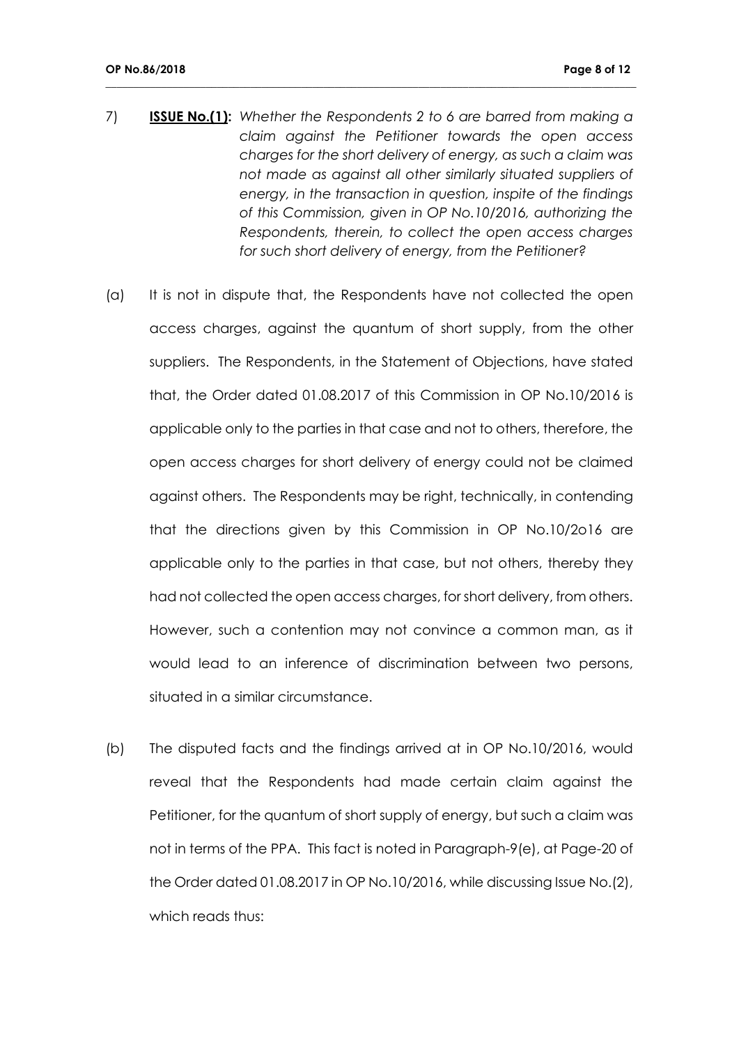7) **ISSUE No.(1):** *Whether the Respondents 2 to 6 are barred from making a claim against the Petitioner towards the open access charges for the short delivery of energy, as such a claim was not made as against all other similarly situated suppliers of energy, in the transaction in question, inspite of the findings of this Commission, given in OP No.10/2016, authorizing the Respondents, therein, to collect the open access charges for such short delivery of energy, from the Petitioner?*

(a) It is not in dispute that, the Respondents have not collected the open access charges, against the quantum of short supply, from the other suppliers. The Respondents, in the Statement of Objections, have stated that, the Order dated 01.08.2017 of this Commission in OP No.10/2016 is applicable only to the parties in that case and not to others, therefore, the open access charges for short delivery of energy could not be claimed against others. The Respondents may be right, technically, in contending that the directions given by this Commission in OP No.10/2o16 are applicable only to the parties in that case, but not others, thereby they had not collected the open access charges, for short delivery, from others. However, such a contention may not convince a common man, as it would lead to an inference of discrimination between two persons, situated in a similar circumstance.

(b) The disputed facts and the findings arrived at in OP No.10/2016, would reveal that the Respondents had made certain claim against the Petitioner, for the quantum of short supply of energy, but such a claim was not in terms of the PPA. This fact is noted in Paragraph-9(e), at Page-20 of the Order dated 01.08.2017 in OP No.10/2016, while discussing Issue No.(2), which reads thus: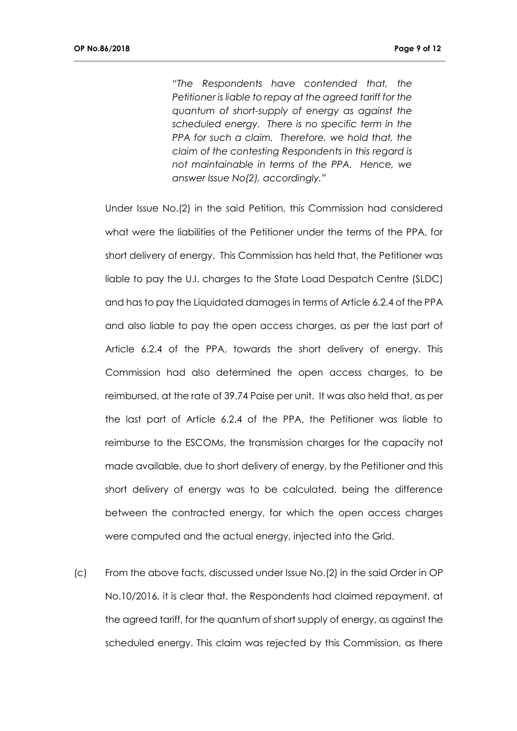*"The Respondents have contended that, the Petitioner is liable to repay at the agreed tariff for the quantum of short-supply of energy as against the scheduled energy. There is no specific term in the PPA for such a claim. Therefore, we hold that, the claim of the contesting Respondents in this regard is not maintainable in terms of the PPA. Hence, we answer Issue No(2), accordingly."*

Under Issue No.(2) in the said Petition, this Commission had considered what were the liabilities of the Petitioner under the terms of the PPA, for short delivery of energy. This Commission has held that, the Petitioner was liable to pay the U.I. charges to the State Load Despatch Centre (SLDC) and has to pay the Liquidated damages in terms of Article 6.2.4 of the PPA and also liable to pay the open access charges, as per the last part of Article 6.2.4 of the PPA, towards the short delivery of energy. This Commission had also determined the open access charges, to be reimbursed, at the rate of 39.74 Paise per unit. It was also held that, as per the last part of Article 6.2.4 of the PPA, the Petitioner was liable to reimburse to the ESCOMs, the transmission charges for the capacity not made available, due to short delivery of energy, by the Petitioner and this short delivery of energy was to be calculated, being the difference between the contracted energy, for which the open access charges were computed and the actual energy, injected into the Grid.

(c) From the above facts, discussed under Issue No.(2) in the said Order in OP No.10/2016, it is clear that, the Respondents had claimed repayment, at the agreed tariff, for the quantum of short supply of energy, as against the scheduled energy. This claim was rejected by this Commission, as there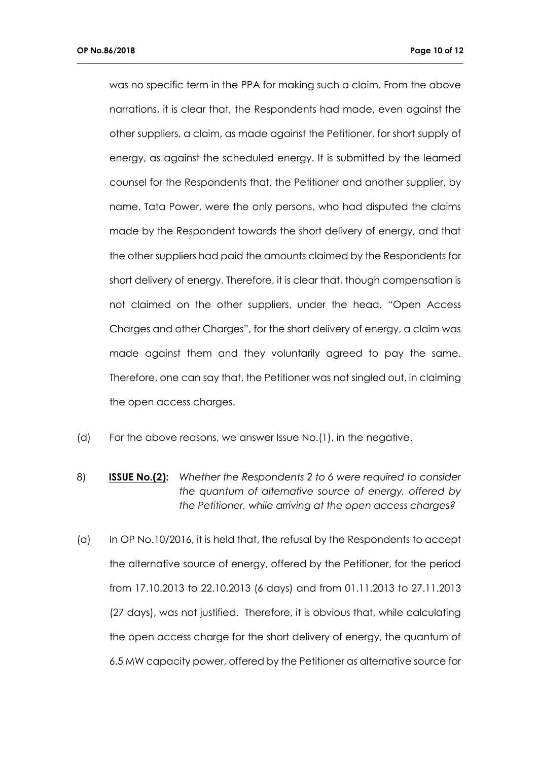was no specific term in the PPA for making such a claim. From the above narrations, it is clear that, the Respondents had made, even against the other suppliers, a claim, as made against the Petitioner, for short supply of energy, as against the scheduled energy. It is submitted by the learned counsel for the Respondents that, the Petitioner and another supplier, by name, Tata Power, were the only persons, who had disputed the claims made by the Respondent towards the short delivery of energy, and that the other suppliers had paid the amounts claimed by the Respondents for short delivery of energy. Therefore, it is clear that, though compensation is not claimed on the other suppliers, under the head, "Open Access Charges and other Charges", for the short delivery of energy, a claim was made against them and they voluntarily agreed to pay the same. Therefore, one can say that, the Petitioner was not singled out, in claiming the open access charges.

(d) For the above reasons, we answer Issue No.(1), in the negative.

8) **ISSUE No.(2):** *Whether the Respondents 2 to 6 were required to consider the quantum of alternative source of energy, offered by the Petitioner, while arriving at the open access charges?*

(a) In OP No.10/2016, it is held that, the refusal by the Respondents to accept the alternative source of energy, offered by the Petitioner, for the period from 17.10.2013 to 22.10.2013 (6 days) and from 01.11.2013 to 27.11.2013 (27 days), was not justified. Therefore, it is obvious that, while calculating the open access charge for the short delivery of energy, the quantum of 6.5 MW capacity power, offered by the Petitioner as alternative source for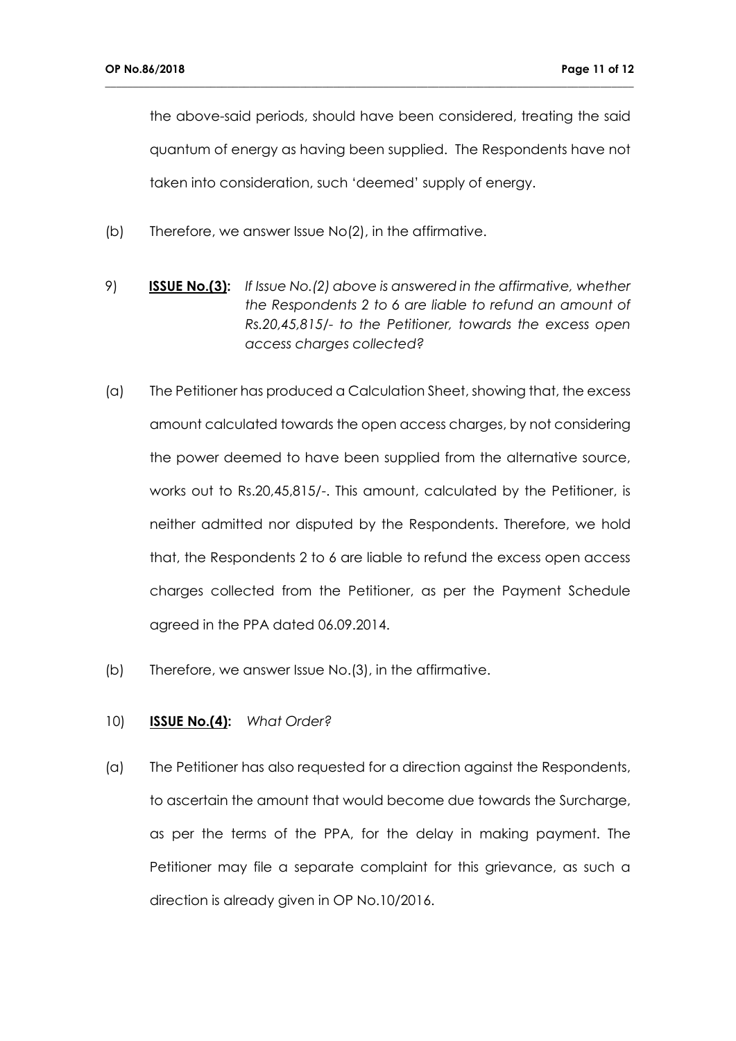the above-said periods, should have been considered, treating the said quantum of energy as having been supplied. The Respondents have not taken into consideration, such 'deemed' supply of energy.

(b) Therefore, we answer Issue No(2), in the affirmative.

9) **ISSUE No.(3):** *If Issue No.(2) above is answered in the affirmative, whether the Respondents 2 to 6 are liable to refund an amount of Rs.20,45,815/- to the Petitioner, towards the excess open access charges collected?*

(a) The Petitioner has produced a Calculation Sheet, showing that, the excess amount calculated towards the open access charges, by not considering the power deemed to have been supplied from the alternative source, works out to Rs.20,45,815/-. This amount, calculated by the Petitioner, is neither admitted nor disputed by the Respondents. Therefore, we hold that, the Respondents 2 to 6 are liable to refund the excess open access charges collected from the Petitioner, as per the Payment Schedule agreed in the PPA dated 06.09.2014.

(b) Therefore, we answer Issue No.(3), in the affirmative.

10) **ISSUE No.(4):** *What Order?*

(a) The Petitioner has also requested for a direction against the Respondents, to ascertain the amount that would become due towards the Surcharge, as per the terms of the PPA, for the delay in making payment. The Petitioner may file a separate complaint for this grievance, as such a direction is already given in OP No.10/2016.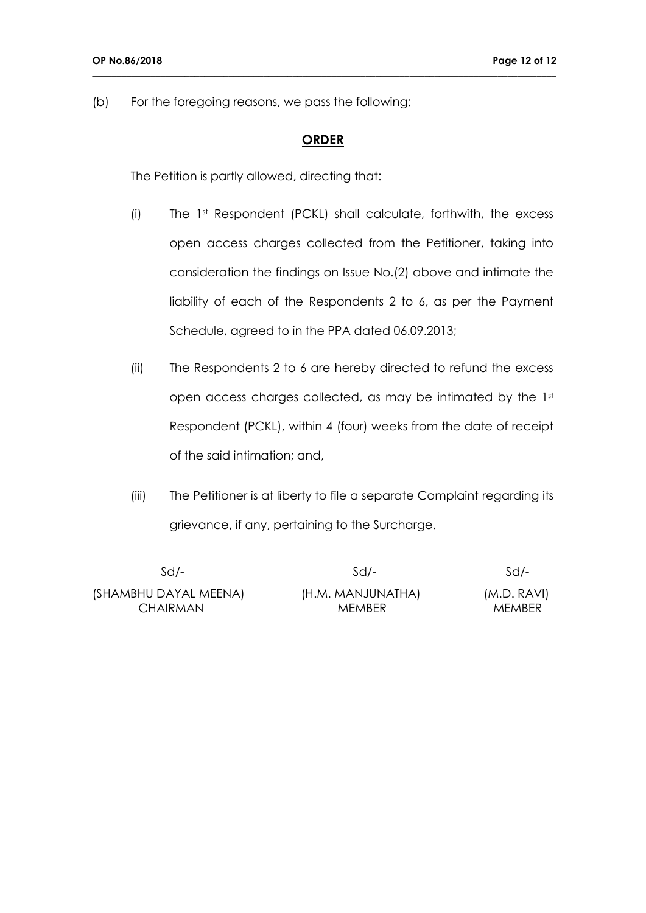(b) For the foregoing reasons, we pass the following:

**ORDER**

The Petition is partly allowed, directing that:

(i) The 1st Respondent (PCKL) shall calculate, forthwith, the excess open access charges collected from the Petitioner, taking into consideration the findings on Issue No.(2) above and intimate the liability of each of the Respondents 2 to 6, as per the Payment Schedule, agreed to in the PPA dated 06.09.2013;

(ii) The Respondents 2 to 6 are hereby directed to refund the excess open access charges collected, as may be intimated by the 1st Respondent (PCKL), within 4 (four) weeks from the date of receipt of the said intimation; and,

(iii) The Petitioner is at liberty to file a separate Complaint regarding its grievance, if any, pertaining to the Surcharge.

| | | |
|---|---|---|
| Sd/- | Sd/- | Sd/- |
| (SHAMBHU DAYAL MEENA) CHAIRMAN | (H.M. MANJUNATHA) MEMBER | (M.D. RAVI) MEMBER |